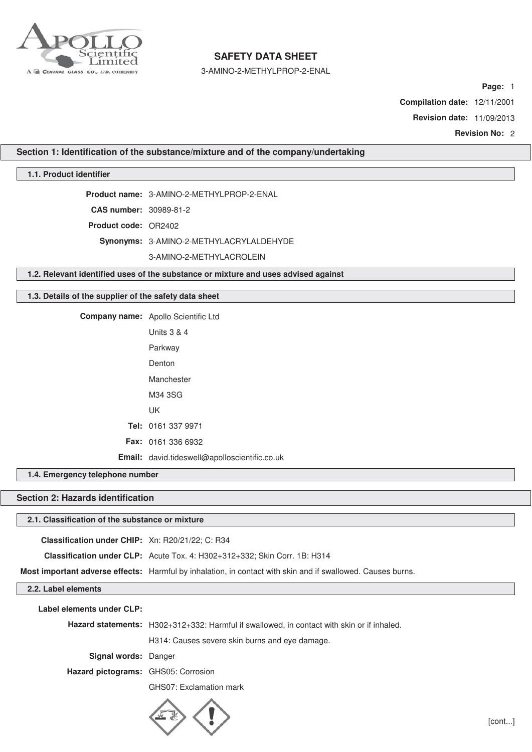# SAFETY DATA SHEET

3-AMINO-2-METHYLPROP-2-ENAL

**Page:** 1

**Compilation date:** 12/11/2001

**Revision date:** 11/09/2013

**Revision No:** 2

## Section 1: Identification of the substance/mixture and of the company/undertaking

### 1.1. Product identifier

**Product name:** 3-AMINO-2-METHYLPROP-2-ENAL

**CAS number:** 30989-81-2

**Product code:** OR2402

**Synonyms:** 3-AMINO-2-METHYLACRYLALDEHYDE

3-AMINO-2-METHYLACROLEIN

### 1.2. Relevant identified uses of the substance or mixture and uses advised against

### 1.3. Details of the supplier of the safety data sheet

**Company name:** Apollo Scientific Ltd

Units 3 & 4

Parkway

Denton

Manchester

M34 3SG

UK

**Tel:** 0161 337 9971

**Fax:** 0161 336 6932

**Email:** david.tideswell@apolloscientific.co.uk

### 1.4. Emergency telephone number

## Section 2: Hazards identification

### 2.1. Classification of the substance or mixture

**Classification under CHIP:** Xn: R20/21/22; C: R34

**Classification under CLP:** Acute Tox. 4: H302+312+332; Skin Corr. 1B: H314

**Most important adverse effects:** Harmful by inhalation, in contact with skin and if swallowed. Causes burns.

### 2.2. Label elements

**Label elements under CLP:**

**Hazard statements:** H302+312+332: Harmful if swallowed, in contact with skin or if inhaled.

H314: Causes severe skin burns and eye damage.

**Signal words:** Danger

**Hazard pictograms:** GHS05: Corrosion

GHS07: Exclamation mark

[cont...]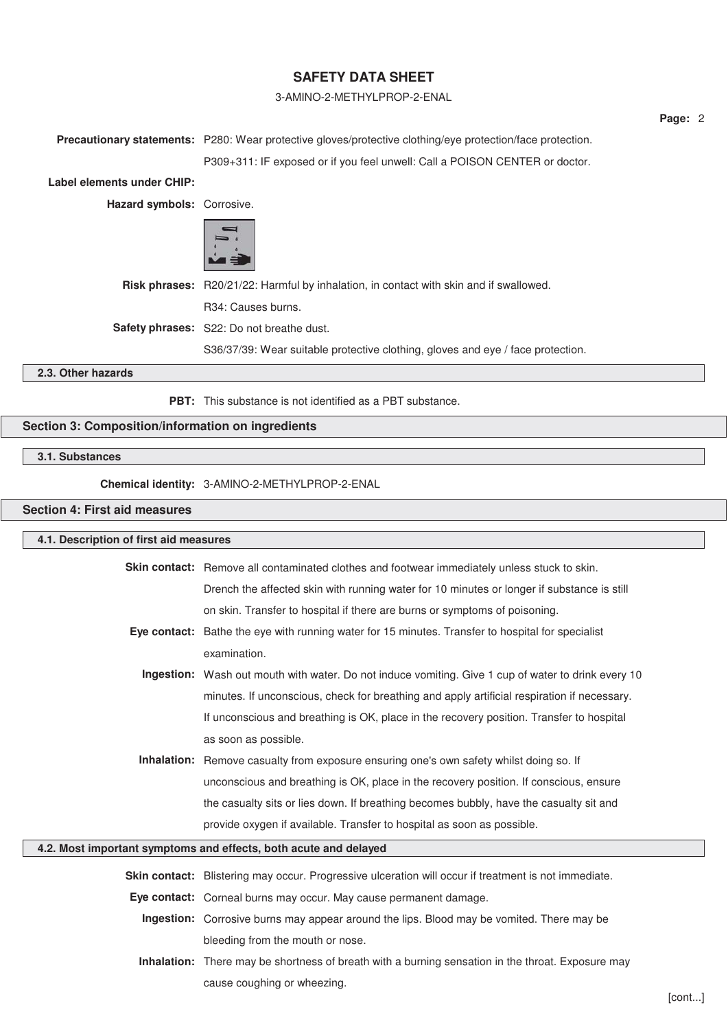**Precautionary statements:** P280: Wear protective gloves/protective clothing/eye protection/face protection.

P309+311: IF exposed or if you feel unwell: Call a POISON CENTER or doctor.

**Label elements under CHIP:**

**Hazard symbols:** Corrosive.

**Risk phrases:** R20/21/22: Harmful by inhalation, in contact with skin and if swallowed.

R34: Causes burns.

**Safety phrases:** S22: Do not breathe dust.

S36/37/39: Wear suitable protective clothing, gloves and eye / face protection.

### 2.3. Other hazards

**PBT:** This substance is not identified as a PBT substance.

## Section 3: Composition/information on ingredients

### 3.1. Substances

**Chemical identity:** 3-AMINO-2-METHYLPROP-2-ENAL

## Section 4: First aid measures

### 4.1. Description of first aid measures

**Skin contact:** Remove all contaminated clothes and footwear immediately unless stuck to skin. Drench the affected skin with running water for 10 minutes or longer if substance is still on skin. Transfer to hospital if there are burns or symptoms of poisoning.

**Eye contact:** Bathe the eye with running water for 15 minutes. Transfer to hospital for specialist examination.

**Ingestion:** Wash out mouth with water. Do not induce vomiting. Give 1 cup of water to drink every 10 minutes. If unconscious, check for breathing and apply artificial respiration if necessary. If unconscious and breathing is OK, place in the recovery position. Transfer to hospital as soon as possible.

**Inhalation:** Remove casualty from exposure ensuring one's own safety whilst doing so. If unconscious and breathing is OK, place in the recovery position. If conscious, ensure the casualty sits or lies down. If breathing becomes bubbly, have the casualty sit and provide oxygen if available. Transfer to hospital as soon as possible.

### 4.2. Most important symptoms and effects, both acute and delayed

**Skin contact:** Blistering may occur. Progressive ulceration will occur if treatment is not immediate.

**Eye contact:** Corneal burns may occur. May cause permanent damage.

**Ingestion:** Corrosive burns may appear around the lips. Blood may be vomited. There may be bleeding from the mouth or nose.

**Inhalation:** There may be shortness of breath with a burning sensation in the throat. Exposure may cause coughing or wheezing.

[cont...]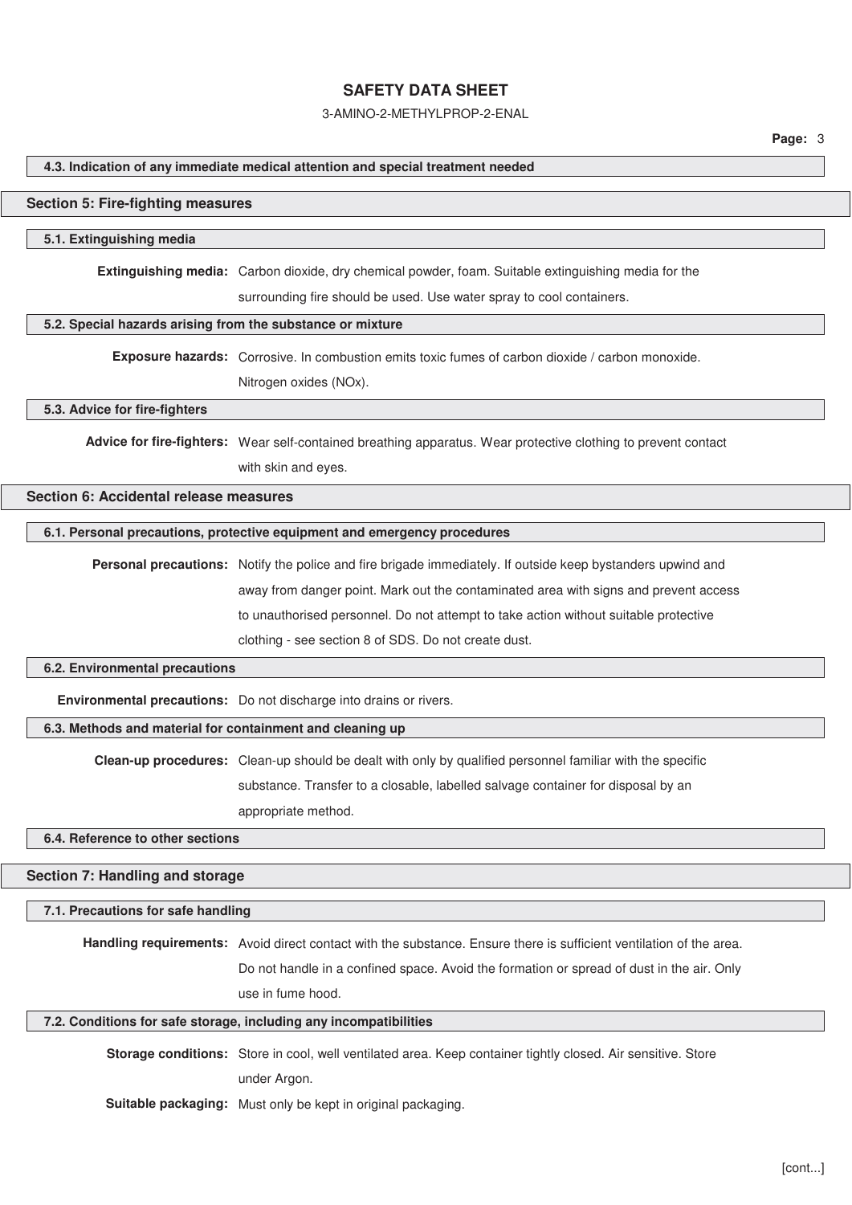#### 4.3. Indication of any immediate medical attention and special treatment needed

## Section 5: Fire-fighting measures

#### 5.1. Extinguishing media

**Extinguishing media:** Carbon dioxide, dry chemical powder, foam. Suitable extinguishing media for the surrounding fire should be used. Use water spray to cool containers.

#### 5.2. Special hazards arising from the substance or mixture

**Exposure hazards:** Corrosive. In combustion emits toxic fumes of carbon dioxide / carbon monoxide. Nitrogen oxides (NOx).

#### 5.3. Advice for fire-fighters

**Advice for fire-fighters:** Wear self-contained breathing apparatus. Wear protective clothing to prevent contact with skin and eyes.

## Section 6: Accidental release measures

#### 6.1. Personal precautions, protective equipment and emergency procedures

**Personal precautions:** Notify the police and fire brigade immediately. If outside keep bystanders upwind and away from danger point. Mark out the contaminated area with signs and prevent access to unauthorised personnel. Do not attempt to take action without suitable protective clothing - see section 8 of SDS. Do not create dust.

#### 6.2. Environmental precautions

**Environmental precautions:** Do not discharge into drains or rivers.

#### 6.3. Methods and material for containment and cleaning up

**Clean-up procedures:** Clean-up should be dealt with only by qualified personnel familiar with the specific substance. Transfer to a closable, labelled salvage container for disposal by an appropriate method.

#### 6.4. Reference to other sections

## Section 7: Handling and storage

#### 7.1. Precautions for safe handling

**Handling requirements:** Avoid direct contact with the substance. Ensure there is sufficient ventilation of the area. Do not handle in a confined space. Avoid the formation or spread of dust in the air. Only use in fume hood.

#### 7.2. Conditions for safe storage, including any incompatibilities

**Storage conditions:** Store in cool, well ventilated area. Keep container tightly closed. Air sensitive. Store under Argon.

**Suitable packaging:** Must only be kept in original packaging.

[cont...]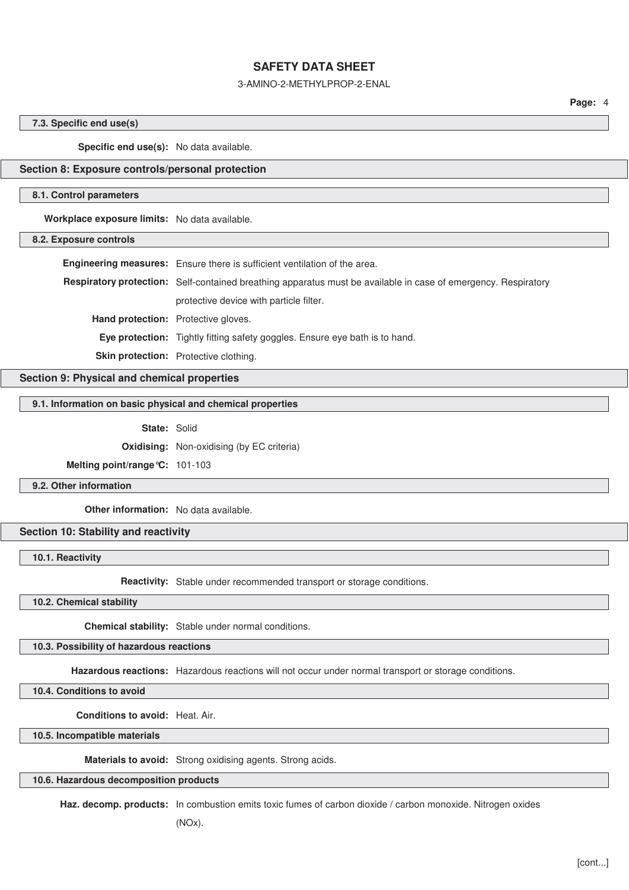### 7.3. Specific end use(s)

**Specific end use(s):** No data available.

## Section 8: Exposure controls/personal protection

### 8.1. Control parameters

**Workplace exposure limits:** No data available.

### 8.2. Exposure controls

**Engineering measures:** Ensure there is sufficient ventilation of the area.

**Respiratory protection:** Self-contained breathing apparatus must be available in case of emergency. Respiratory protective device with particle filter.

**Hand protection:** Protective gloves.

**Eye protection:** Tightly fitting safety goggles. Ensure eye bath is to hand.

**Skin protection:** Protective clothing.

## Section 9: Physical and chemical properties

### 9.1. Information on basic physical and chemical properties

**State:** Solid

**Oxidising:** Non-oxidising (by EC criteria)

**Melting point/range°C:** 101-103

### 9.2. Other information

**Other information:** No data available.

## Section 10: Stability and reactivity

### 10.1. Reactivity

**Reactivity:** Stable under recommended transport or storage conditions.

### 10.2. Chemical stability

**Chemical stability:** Stable under normal conditions.

### 10.3. Possibility of hazardous reactions

**Hazardous reactions:** Hazardous reactions will not occur under normal transport or storage conditions.

### 10.4. Conditions to avoid

**Conditions to avoid:** Heat. Air.

### 10.5. Incompatible materials

**Materials to avoid:** Strong oxidising agents. Strong acids.

### 10.6. Hazardous decomposition products

**Haz. decomp. products:** In combustion emits toxic fumes of carbon dioxide / carbon monoxide. Nitrogen oxides (NOx).

[cont...]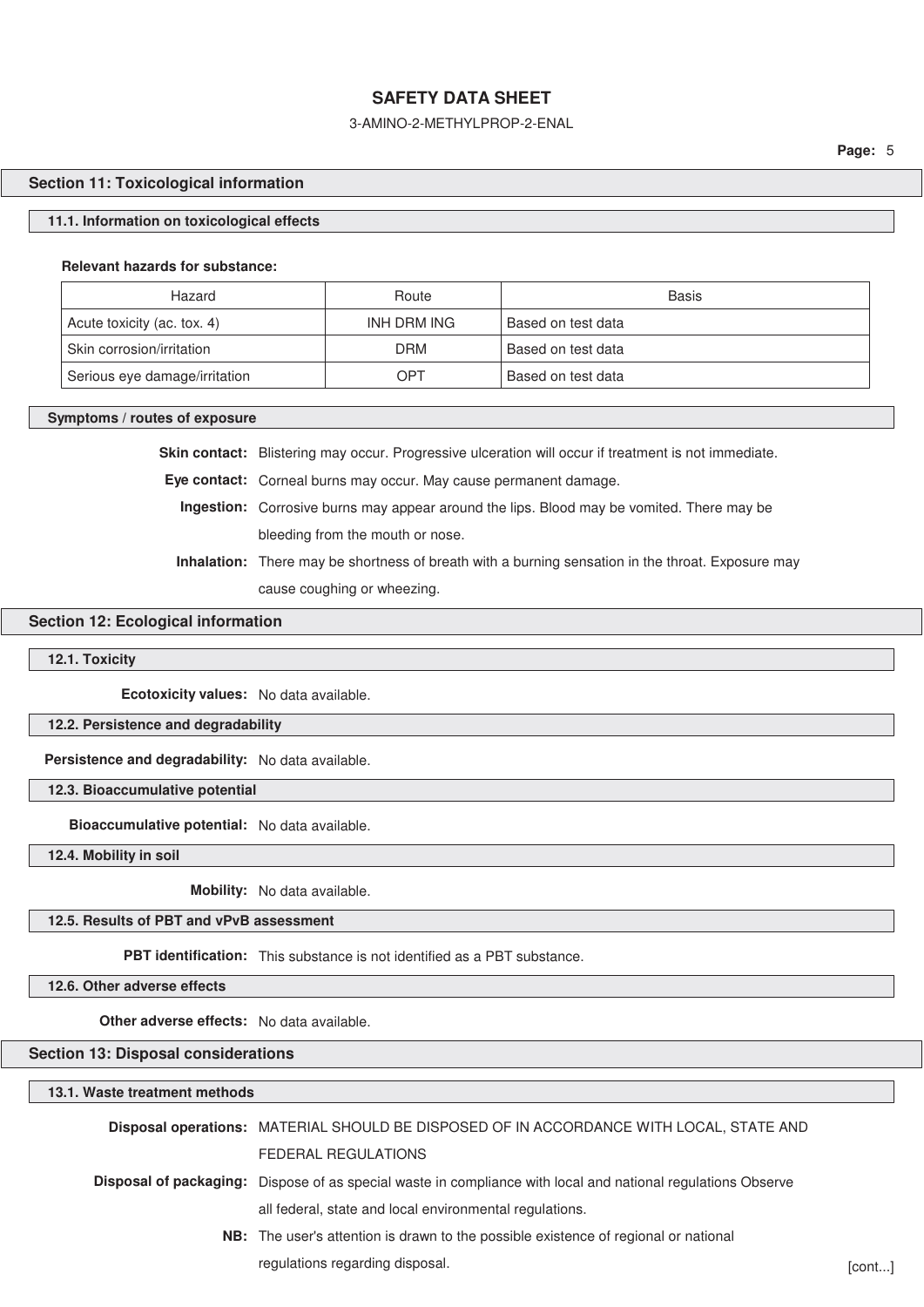## Section 11: Toxicological information

### 11.1. Information on toxicological effects

**Relevant hazards for substance:**

| Hazard | Route | Basis |
|---|---|---|
| Acute toxicity (ac. tox. 4) | INH DRM ING | Based on test data |
| Skin corrosion/irritation | DRM | Based on test data |
| Serious eye damage/irritation | OPT | Based on test data |

### Symptoms / routes of exposure

**Skin contact:** Blistering may occur. Progressive ulceration will occur if treatment is not immediate.

**Eye contact:** Corneal burns may occur. May cause permanent damage.

**Ingestion:** Corrosive burns may appear around the lips. Blood may be vomited. There may be bleeding from the mouth or nose.

**Inhalation:** There may be shortness of breath with a burning sensation in the throat. Exposure may cause coughing or wheezing.

## Section 12: Ecological information

### 12.1. Toxicity

**Ecotoxicity values:** No data available.

### 12.2. Persistence and degradability

**Persistence and degradability:** No data available.

### 12.3. Bioaccumulative potential

**Bioaccumulative potential:** No data available.

### 12.4. Mobility in soil

**Mobility:** No data available.

### 12.5. Results of PBT and vPvB assessment

**PBT identification:** This substance is not identified as a PBT substance.

### 12.6. Other adverse effects

**Other adverse effects:** No data available.

## Section 13: Disposal considerations

### 13.1. Waste treatment methods

**Disposal operations:** MATERIAL SHOULD BE DISPOSED OF IN ACCORDANCE WITH LOCAL, STATE AND FEDERAL REGULATIONS

**Disposal of packaging:** Dispose of as special waste in compliance with local and national regulations Observe all federal, state and local environmental regulations.

**NB:** The user's attention is drawn to the possible existence of regional or national regulations regarding disposal.

[cont...]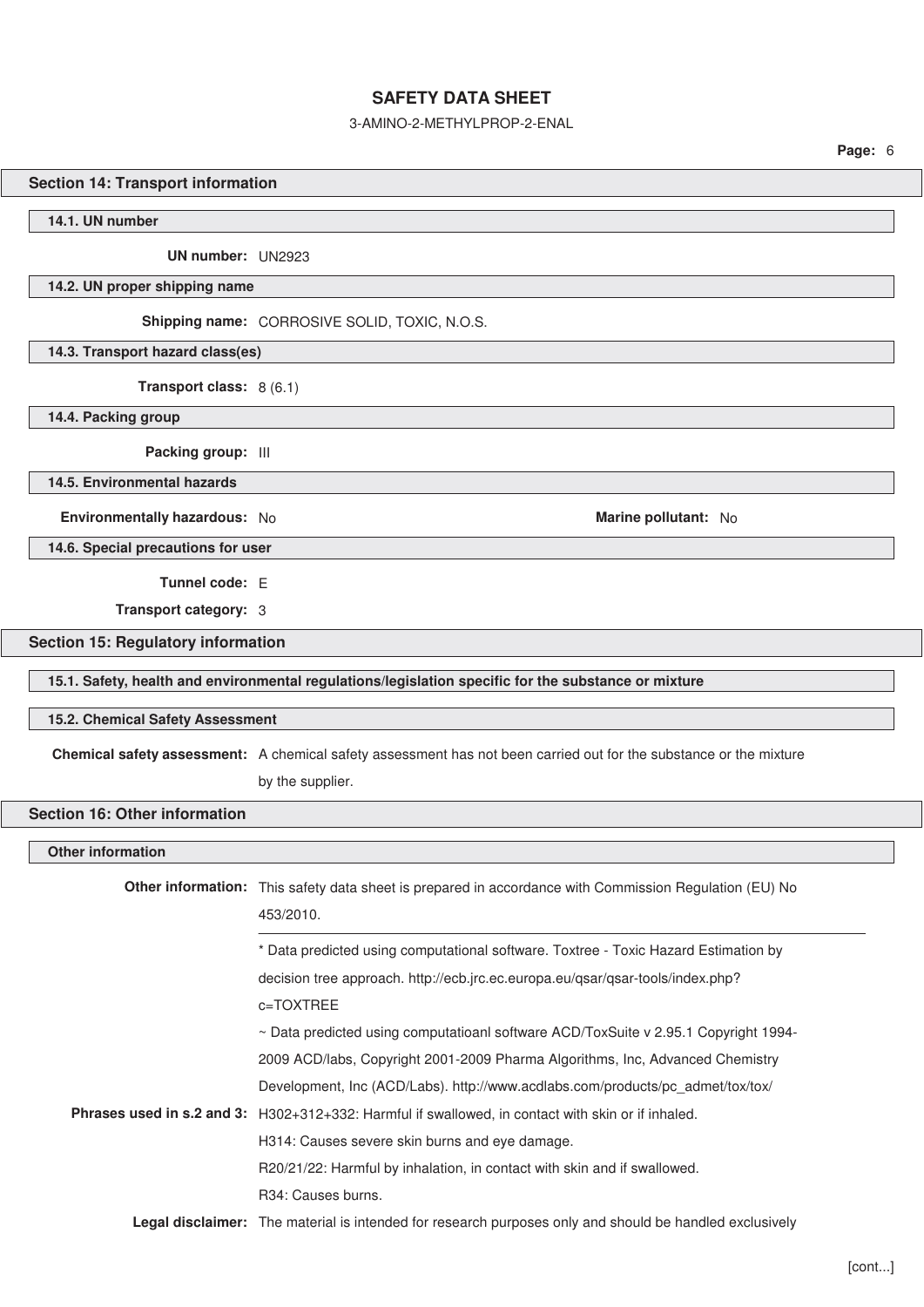## Section 14: Transport information

### 14.1. UN number

**UN number:** UN2923

### 14.2. UN proper shipping name

**Shipping name:** CORROSIVE SOLID, TOXIC, N.O.S.

### 14.3. Transport hazard class(es)

**Transport class:** 8 (6.1)

### 14.4. Packing group

**Packing group:** III

### 14.5. Environmental hazards

**Environmentally hazardous:** No

**Marine pollutant:** No

### 14.6. Special precautions for user

**Tunnel code:** E

**Transport category:** 3

## Section 15: Regulatory information

### 15.1. Safety, health and environmental regulations/legislation specific for the substance or mixture

### 15.2. Chemical Safety Assessment

**Chemical safety assessment:** A chemical safety assessment has not been carried out for the substance or the mixture by the supplier.

## Section 16: Other information

### Other information

**Other information:** This safety data sheet is prepared in accordance with Commission Regulation (EU) No 453/2010.

---

* Data predicted using computational software. Toxtree - Toxic Hazard Estimation by decision tree approach. http://ecb.jrc.ec.europa.eu/qsar/qsar-tools/index.php?c=TOXTREE

~ Data predicted using computatioanl software ACD/ToxSuite v 2.95.1 Copyright 1994-2009 ACD/labs, Copyright 2001-2009 Pharma Algorithms, Inc, Advanced Chemistry Development, Inc (ACD/Labs). http://www.acdlabs.com/products/pc_admet/tox/tox/

**Phrases used in s.2 and 3:** H302+312+332: Harmful if swallowed, in contact with skin or if inhaled.

H314: Causes severe skin burns and eye damage.

R20/21/22: Harmful by inhalation, in contact with skin and if swallowed.

R34: Causes burns.

**Legal disclaimer:** The material is intended for research purposes only and should be handled exclusively

[cont...]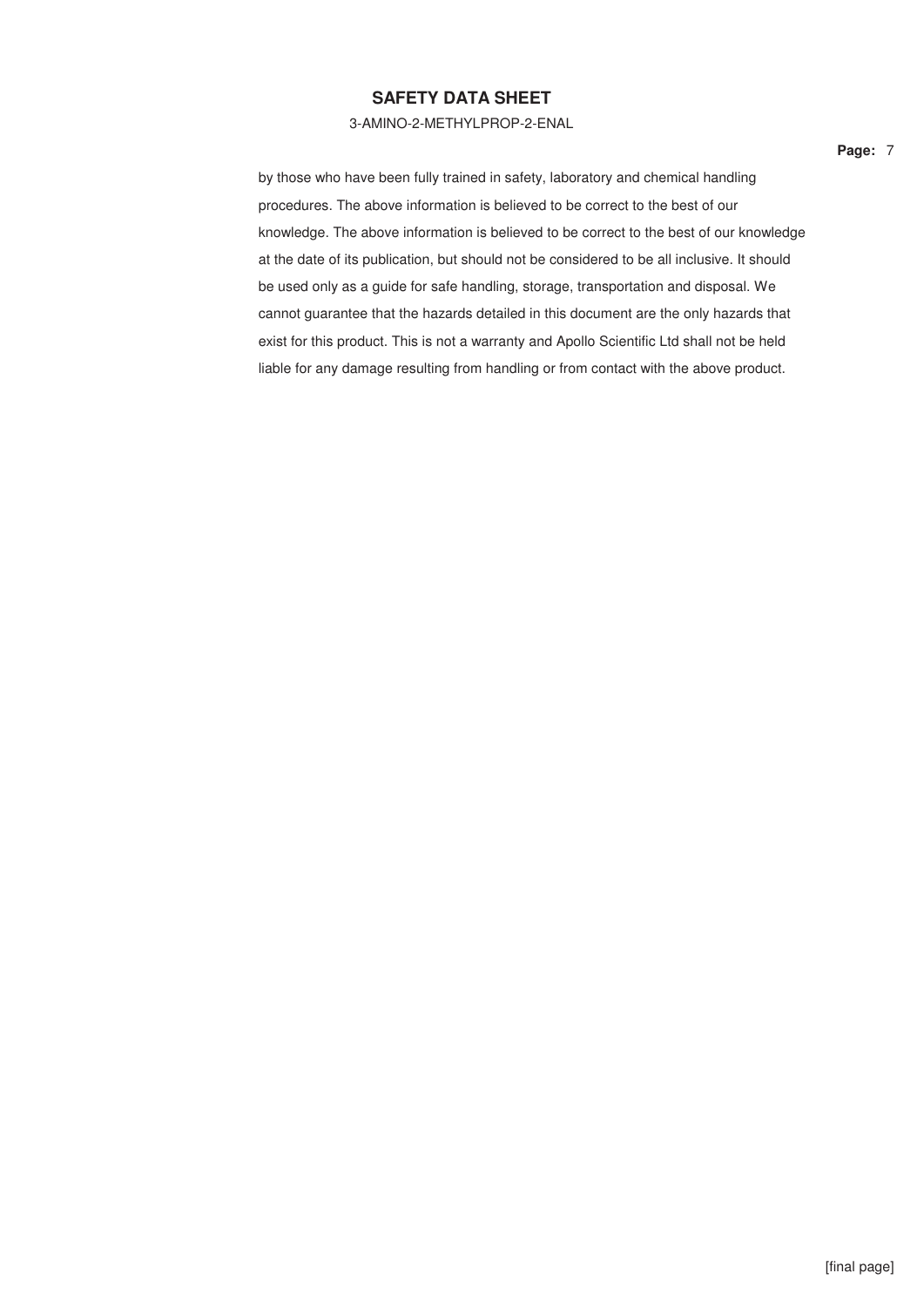by those who have been fully trained in safety, laboratory and chemical handling procedures. The above information is believed to be correct to the best of our knowledge. The above information is believed to be correct to the best of our knowledge at the date of its publication, but should not be considered to be all inclusive. It should be used only as a guide for safe handling, storage, transportation and disposal. We cannot guarantee that the hazards detailed in this document are the only hazards that exist for this product. This is not a warranty and Apollo Scientific Ltd shall not be held liable for any damage resulting from handling or from contact with the above product.